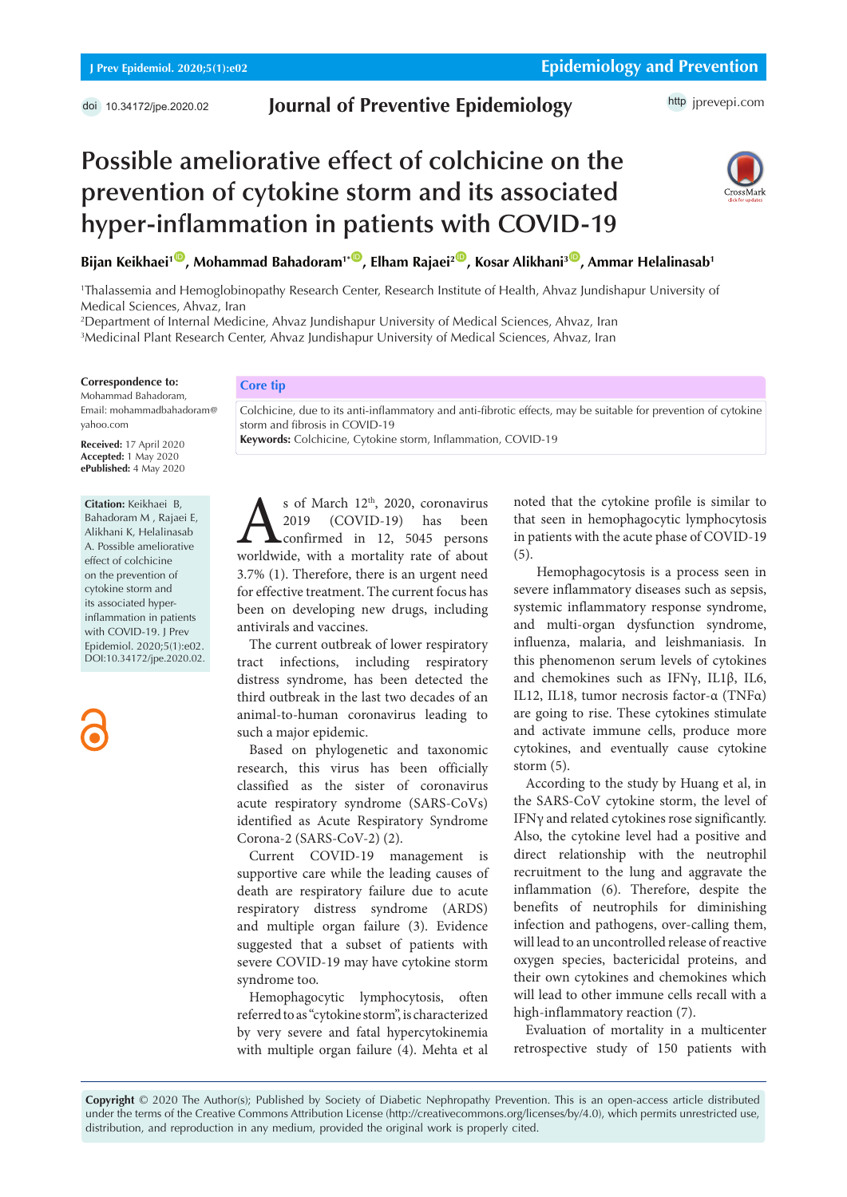# Possible ameliorative effect of colchicine on the prevention of cytokine storm and its associated hyper-inflammation in patients with COVID-19

**Bijan Keikhaei[1], Mohammad Bahadoram[1*], Elham Rajaei[2], Kosar Alikhani[3], Ammar Helalinasab[1]**

[1]Thalassemia and Hemoglobinopathy Research Center, Research Institute of Health, Ahvaz Jundishapur University of Medical Sciences, Ahvaz, Iran
[2]Department of Internal Medicine, Ahvaz Jundishapur University of Medical Sciences, Ahvaz, Iran
[3]Medicinal Plant Research Center, Ahvaz Jundishapur University of Medical Sciences, Ahvaz, Iran

**Correspondence to:**
Mohammad Bahadoram,
Email: mohammadbahadoram@yahoo.com

**Received:** 17 April 2020
**Accepted:** 1 May 2020
**ePublished:** 4 May 2020

**Citation:** Keikhaei B, Bahadoram M , Rajaei E, Alikhani K, Helalinasab A. Possible ameliorative effect of colchicine on the prevention of cytokine storm and its associated hyper-inflammation in patients with COVID-19. J Prev Epidemiol. 2020;5(1):e02. DOI:10.34172/jpe.2020.02.

## Core tip

Colchicine, due to its anti-inflammatory and anti-fibrotic effects, may be suitable for prevention of cytokine storm and fibrosis in COVID-19

**Keywords:** Colchicine, Cytokine storm, Inflammation, COVID-19

As of March 12th, 2020, coronavirus 2019 (COVID-19) has been confirmed in 12, 5045 persons worldwide, with a mortality rate of about 3.7% (1). Therefore, there is an urgent need for effective treatment. The current focus has been on developing new drugs, including antivirals and vaccines.

The current outbreak of lower respiratory tract infections, including respiratory distress syndrome, has been detected the third outbreak in the last two decades of an animal-to-human coronavirus leading to such a major epidemic.

Based on phylogenetic and taxonomic research, this virus has been officially classified as the sister of coronavirus acute respiratory syndrome (SARS-CoVs) identified as Acute Respiratory Syndrome Corona-2 (SARS-CoV-2) (2).

Current COVID-19 management is supportive care while the leading causes of death are respiratory failure due to acute respiratory distress syndrome (ARDS) and multiple organ failure (3). Evidence suggested that a subset of patients with severe COVID-19 may have cytokine storm syndrome too.

Hemophagocytic lymphocytosis, often referred to as "cytokine storm", is characterized by very severe and fatal hypercytokinemia with multiple organ failure (4). Mehta et al noted that the cytokine profile is similar to that seen in hemophagocytic lymphocytosis in patients with the acute phase of COVID-19 (5).

Hemophagocytosis is a process seen in severe inflammatory diseases such as sepsis, systemic inflammatory response syndrome, and multi-organ dysfunction syndrome, influenza, malaria, and leishmaniasis. In this phenomenon serum levels of cytokines and chemokines such as IFNγ, IL1β, IL6, IL12, IL18, tumor necrosis factor-α (TNFα) are going to rise. These cytokines stimulate and activate immune cells, produce more cytokines, and eventually cause cytokine storm (5).

According to the study by Huang et al, in the SARS-CoV cytokine storm, the level of IFNγ and related cytokines rose significantly. Also, the cytokine level had a positive and direct relationship with the neutrophil recruitment to the lung and aggravate the inflammation (6). Therefore, despite the benefits of neutrophils for diminishing infection and pathogens, over-calling them, will lead to an uncontrolled release of reactive oxygen species, bactericidal proteins, and their own cytokines and chemokines which will lead to other immune cells recall with a high-inflammatory reaction (7).

Evaluation of mortality in a multicenter retrospective study of 150 patients with

**Copyright** © 2020 The Author(s); Published by Society of Diabetic Nephropathy Prevention. This is an open-access article distributed under the terms of the Creative Commons Attribution License (http://creativecommons.org/licenses/by/4.0), which permits unrestricted use, distribution, and reproduction in any medium, provided the original work is properly cited.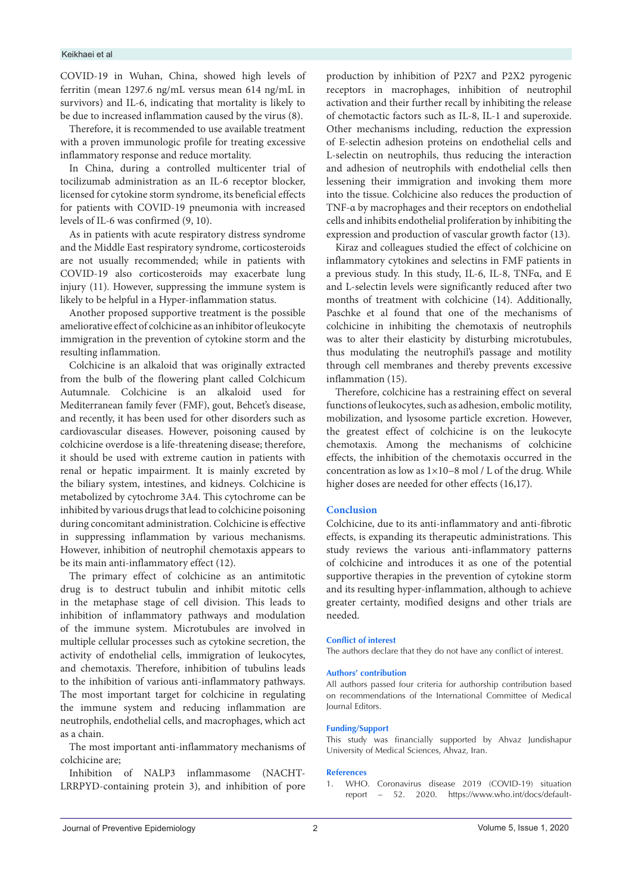COVID-19 in Wuhan, China, showed high levels of ferritin (mean 1297.6 ng/mL versus mean 614 ng/mL in survivors) and IL-6, indicating that mortality is likely to be due to increased inflammation caused by the virus (8).

Therefore, it is recommended to use available treatment with a proven immunologic profile for treating excessive inflammatory response and reduce mortality.

In China, during a controlled multicenter trial of tocilizumab administration as an IL-6 receptor blocker, licensed for cytokine storm syndrome, its beneficial effects for patients with COVID-19 pneumonia with increased levels of IL-6 was confirmed (9, 10).

As in patients with acute respiratory distress syndrome and the Middle East respiratory syndrome, corticosteroids are not usually recommended; while in patients with COVID-19 also corticosteroids may exacerbate lung injury (11). However, suppressing the immune system is likely to be helpful in a Hyper-inflammation status.

Another proposed supportive treatment is the possible ameliorative effect of colchicine as an inhibitor of leukocyte immigration in the prevention of cytokine storm and the resulting inflammation.

Colchicine is an alkaloid that was originally extracted from the bulb of the flowering plant called Colchicum Autumnale. Colchicine is an alkaloid used for Mediterranean family fever (FMF), gout, Behcet's disease, and recently, it has been used for other disorders such as cardiovascular diseases. However, poisoning caused by colchicine overdose is a life-threatening disease; therefore, it should be used with extreme caution in patients with renal or hepatic impairment. It is mainly excreted by the biliary system, intestines, and kidneys. Colchicine is metabolized by cytochrome 3A4. This cytochrome can be inhibited by various drugs that lead to colchicine poisoning during concomitant administration. Colchicine is effective in suppressing inflammation by various mechanisms. However, inhibition of neutrophil chemotaxis appears to be its main anti-inflammatory effect (12).

The primary effect of colchicine as an antimitotic drug is to destruct tubulin and inhibit mitotic cells in the metaphase stage of cell division. This leads to inhibition of inflammatory pathways and modulation of the immune system. Microtubules are involved in multiple cellular processes such as cytokine secretion, the activity of endothelial cells, immigration of leukocytes, and chemotaxis. Therefore, inhibition of tubulins leads to the inhibition of various anti-inflammatory pathways. The most important target for colchicine in regulating the immune system and reducing inflammation are neutrophils, endothelial cells, and macrophages, which act as a chain.

The most important anti-inflammatory mechanisms of colchicine are;

Inhibition of NALP3 inflammasome (NACHT-LRRPYD-containing protein 3), and inhibition of pore production by inhibition of P2X7 and P2X2 pyrogenic receptors in macrophages, inhibition of neutrophil activation and their further recall by inhibiting the release of chemotactic factors such as IL-8, IL-1 and superoxide. Other mechanisms including, reduction the expression of E-selectin adhesion proteins on endothelial cells and L-selectin on neutrophils, thus reducing the interaction and adhesion of neutrophils with endothelial cells then lessening their immigration and invoking them more into the tissue. Colchicine also reduces the production of TNF-α by macrophages and their receptors on endothelial cells and inhibits endothelial proliferation by inhibiting the expression and production of vascular growth factor (13).

Kiraz and colleagues studied the effect of colchicine on inflammatory cytokines and selectins in FMF patients in a previous study. In this study, IL-6, IL-8, TNFα, and E and L-selectin levels were significantly reduced after two months of treatment with colchicine (14). Additionally, Paschke et al found that one of the mechanisms of colchicine in inhibiting the chemotaxis of neutrophils was to alter their elasticity by disturbing microtubules, thus modulating the neutrophil's passage and motility through cell membranes and thereby prevents excessive inflammation (15).

Therefore, colchicine has a restraining effect on several functions of leukocytes, such as adhesion, embolic motility, mobilization, and lysosome particle excretion. However, the greatest effect of colchicine is on the leukocyte chemotaxis. Among the mechanisms of colchicine effects, the inhibition of the chemotaxis occurred in the concentration as low as $1\times10^{-8}$ mol / L of the drug. While higher doses are needed for other effects (16,17).

## Conclusion

Colchicine, due to its anti-inflammatory and anti-fibrotic effects, is expanding its therapeutic administrations. This study reviews the various anti-inflammatory patterns of colchicine and introduces it as one of the potential supportive therapies in the prevention of cytokine storm and its resulting hyper-inflammation, although to achieve greater certainty, modified designs and other trials are needed.

### Conflict of interest

The authors declare that they do not have any conflict of interest.

### Authors' contribution

All authors passed four criteria for authorship contribution based on recommendations of the International Committee of Medical Journal Editors.

### Funding/Support

This study was financially supported by Ahvaz Jundishapur University of Medical Sciences, Ahvaz, Iran.

## References

1. WHO. Coronavirus disease 2019 (COVID-19) situation report – 52. 2020. https://www.who.int/docs/default-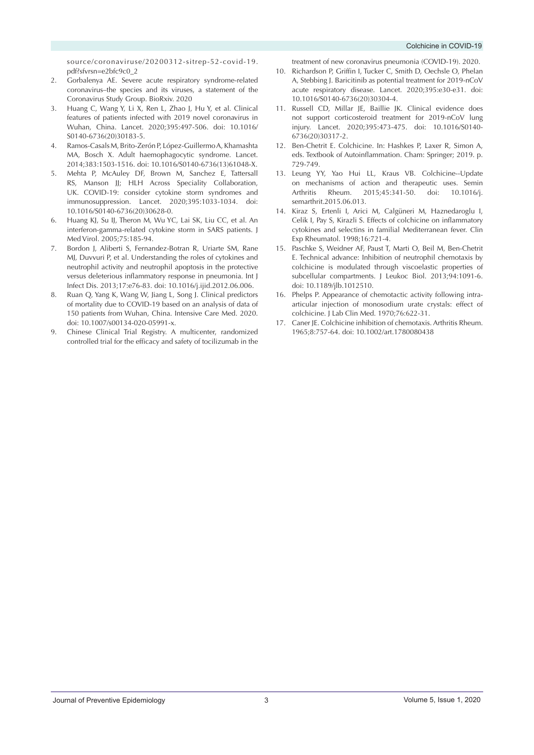source/coronaviruse/20200312-sitrep-52-covid-19.pdf?sfvrsn=e2bfc9c0_2

2. Gorbalenya AE. Severe acute respiratory syndrome-related coronavirus–the species and its viruses, a statement of the Coronavirus Study Group. BioRxiv. 2020
3. Huang C, Wang Y, Li X, Ren L, Zhao J, Hu Y, et al. Clinical features of patients infected with 2019 novel coronavirus in Wuhan, China. Lancet. 2020;395:497-506. doi: 10.1016/S0140-6736(20)30183-5.
4. Ramos-Casals M, Brito-Zerón P, López-Guillermo A, Khamashta MA, Bosch X. Adult haemophagocytic syndrome. Lancet. 2014;383:1503-1516. doi: 10.1016/S0140-6736(13)61048-X.
5. Mehta P, McAuley DF, Brown M, Sanchez E, Tattersall RS, Manson JJ; HLH Across Speciality Collaboration, UK. COVID-19: consider cytokine storm syndromes and immunosuppression. Lancet. 2020;395:1033-1034. doi: 10.1016/S0140-6736(20)30628-0.
6. Huang KJ, Su IJ, Theron M, Wu YC, Lai SK, Liu CC, et al. An interferon-gamma-related cytokine storm in SARS patients. J Med Virol. 2005;75:185-94.
7. Bordon J, Aliberti S, Fernandez-Botran R, Uriarte SM, Rane MJ, Duvvuri P, et al. Understanding the roles of cytokines and neutrophil activity and neutrophil apoptosis in the protective versus deleterious inflammatory response in pneumonia. Int J Infect Dis. 2013;17:e76-83. doi: 10.1016/j.ijid.2012.06.006.
8. Ruan Q, Yang K, Wang W, Jiang L, Song J. Clinical predictors of mortality due to COVID-19 based on an analysis of data of 150 patients from Wuhan, China. Intensive Care Med. 2020. doi: 10.1007/s00134-020-05991-x.
9. Chinese Clinical Trial Registry. A multicenter, randomized controlled trial for the efficacy and safety of tocilizumab in the treatment of new coronavirus pneumonia (COVID-19). 2020.
10. Richardson P, Griffin I, Tucker C, Smith D, Oechsle O, Phelan A, Stebbing J. Baricitinib as potential treatment for 2019-nCoV acute respiratory disease. Lancet. 2020;395:e30-e31. doi: 10.1016/S0140-6736(20)30304-4.
11. Russell CD, Millar JE, Baillie JK. Clinical evidence does not support corticosteroid treatment for 2019-nCoV lung injury. Lancet. 2020;395:473-475. doi: 10.1016/S0140-6736(20)30317-2.
12. Ben-Chetrit E. Colchicine. In: Hashkes P, Laxer R, Simon A, eds. Textbook of Autoinflammation. Cham: Springer; 2019. p. 729-749.
13. Leung YY, Yao Hui LL, Kraus VB. Colchicine--Update on mechanisms of action and therapeutic uses. Semin Arthritis Rheum. 2015;45:341-50. doi: 10.1016/j.semarthrit.2015.06.013.
14. Kiraz S, Ertenli I, Arici M, Calgüneri M, Haznedaroglu I, Celik I, Pay S, Kirazli S. Effects of colchicine on inflammatory cytokines and selectins in familial Mediterranean fever. Clin Exp Rheumatol. 1998;16:721-4.
15. Paschke S, Weidner AF, Paust T, Marti O, Beil M, Ben-Chetrit E. Technical advance: Inhibition of neutrophil chemotaxis by colchicine is modulated through viscoelastic properties of subcellular compartments. J Leukoc Biol. 2013;94:1091-6. doi: 10.1189/jlb.1012510.
16. Phelps P. Appearance of chemotactic activity following intra-articular injection of monosodium urate crystals: effect of colchicine. J Lab Clin Med. 1970;76:622-31.
17. Caner JE. Colchicine inhibition of chemotaxis. Arthritis Rheum. 1965;8:757-64. doi: 10.1002/art.1780080438